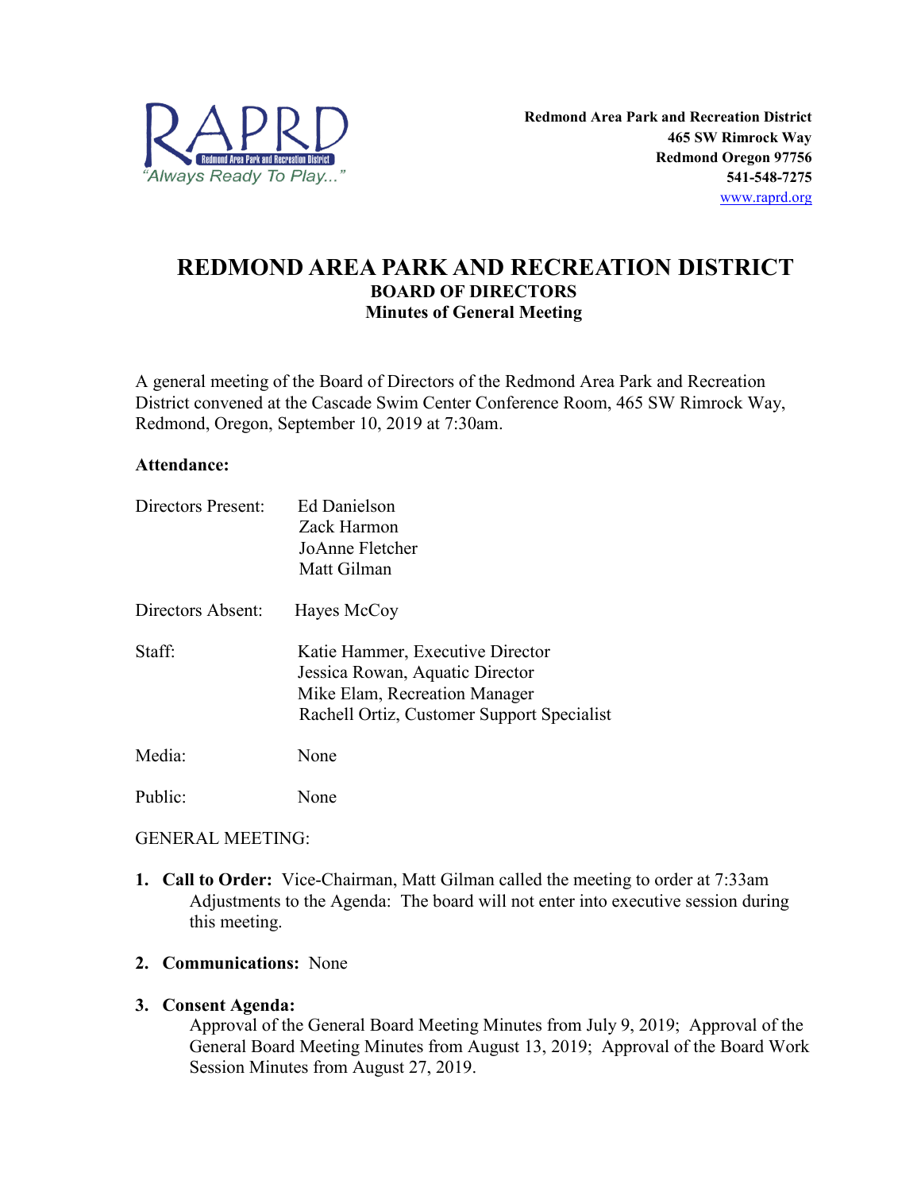Redmond Area Park and Recreation District
465 SW Rimrock Way
Redmond Oregon 97756
541-548-7275
www.raprd.org

# REDMOND AREA PARK AND RECREATION DISTRICT
## BOARD OF DIRECTORS
### Minutes of General Meeting

A general meeting of the Board of Directors of the Redmond Area Park and Recreation District convened at the Cascade Swim Center Conference Room, 465 SW Rimrock Way, Redmond, Oregon, September 10, 2019 at 7:30am.

**Attendance:**

Directors Present: Ed Danielson
Zack Harmon
JoAnne Fletcher
Matt Gilman

Directors Absent: Hayes McCoy

Staff: Katie Hammer, Executive Director
Jessica Rowan, Aquatic Director
Mike Elam, Recreation Manager
Rachell Ortiz, Customer Support Specialist

Media: None

Public: None

GENERAL MEETING:

1. **Call to Order:** Vice-Chairman, Matt Gilman called the meeting to order at 7:33am
   Adjustments to the Agenda: The board will not enter into executive session during this meeting.

2. **Communications:** None

3. **Consent Agenda:**
   Approval of the General Board Meeting Minutes from July 9, 2019; Approval of the General Board Meeting Minutes from August 13, 2019; Approval of the Board Work Session Minutes from August 27, 2019.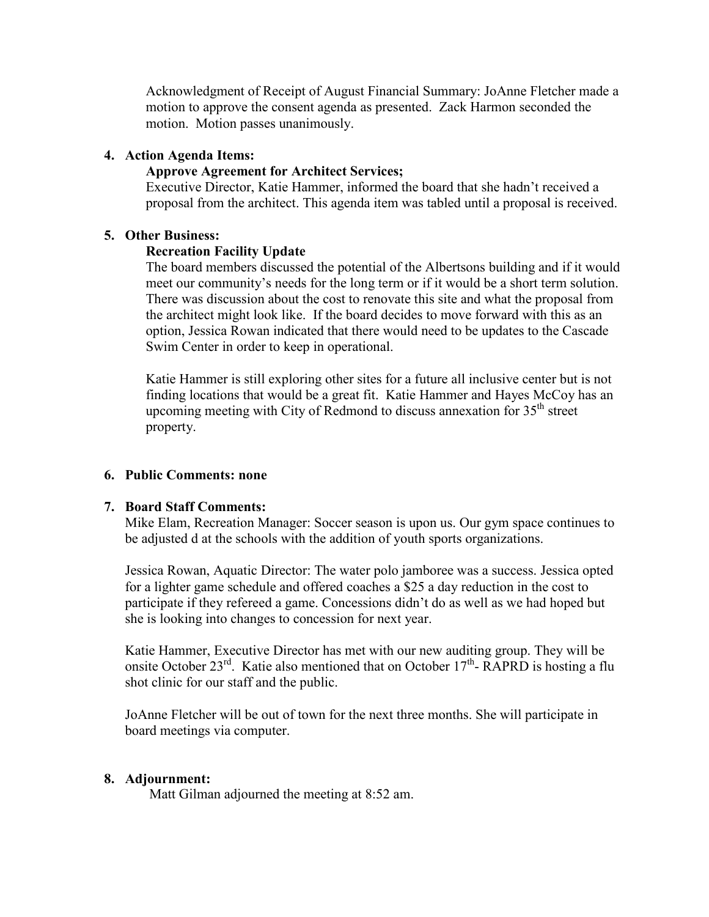Acknowledgment of Receipt of August Financial Summary: JoAnne Fletcher made a motion to approve the consent agenda as presented. Zack Harmon seconded the motion. Motion passes unanimously.

4. **Action Agenda Items:**

   **Approve Agreement for Architect Services;**

   Executive Director, Katie Hammer, informed the board that she hadn't received a proposal from the architect. This agenda item was tabled until a proposal is received.

5. **Other Business:**

   **Recreation Facility Update**

   The board members discussed the potential of the Albertsons building and if it would meet our community's needs for the long term or if it would be a short term solution. There was discussion about the cost to renovate this site and what the proposal from the architect might look like. If the board decides to move forward with this as an option, Jessica Rowan indicated that there would need to be updates to the Cascade Swim Center in order to keep in operational.

   Katie Hammer is still exploring other sites for a future all inclusive center but is not finding locations that would be a great fit. Katie Hammer and Hayes McCoy has an upcoming meeting with City of Redmond to discuss annexation for 35th street property.

6. **Public Comments: none**

7. **Board Staff Comments:**

   Mike Elam, Recreation Manager: Soccer season is upon us. Our gym space continues to be adjusted d at the schools with the addition of youth sports organizations.

   Jessica Rowan, Aquatic Director: The water polo jamboree was a success. Jessica opted for a lighter game schedule and offered coaches a $25 a day reduction in the cost to participate if they refereed a game. Concessions didn't do as well as we had hoped but she is looking into changes to concession for next year.

   Katie Hammer, Executive Director has met with our new auditing group. They will be onsite October 23rd. Katie also mentioned that on October 17th- RAPRD is hosting a flu shot clinic for our staff and the public.

   JoAnne Fletcher will be out of town for the next three months. She will participate in board meetings via computer.

8. **Adjournment:**

   Matt Gilman adjourned the meeting at 8:52 am.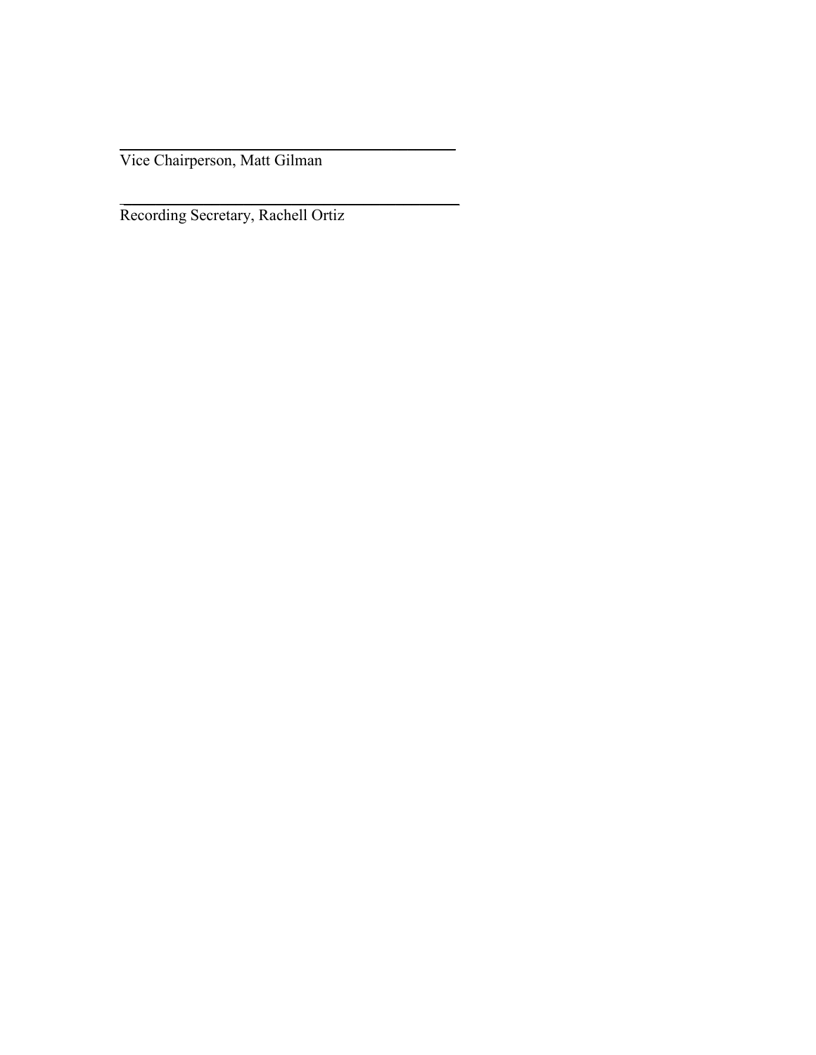\_\_\_\_\_\_\_\_\_\_\_\_\_\_\_\_\_\_\_\_\_\_\_\_\_\_\_\_\_\_\_\_\_\_\_\_\_\_\_\_

Vice Chairperson, Matt Gilman

\_\_\_\_\_\_\_\_\_\_\_\_\_\_\_\_\_\_\_\_\_\_\_\_\_\_\_\_\_\_\_\_\_\_\_\_\_\_\_\_

Recording Secretary, Rachell Ortiz